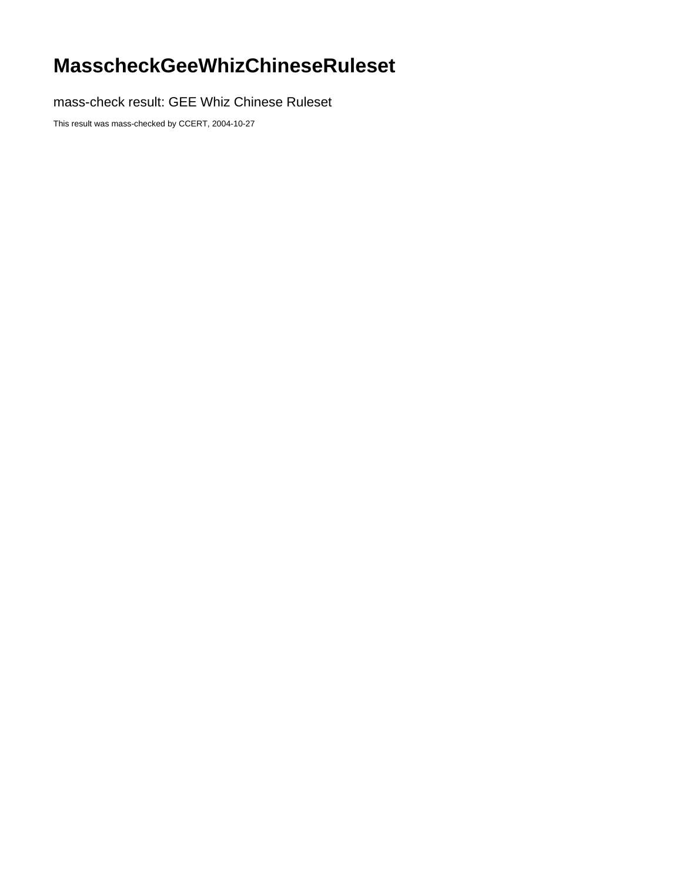# MasscheckGeeWhizChineseRuleset

## mass-check result: GEE Whiz Chinese Ruleset

This result was mass-checked by CCERT, 2004-10-27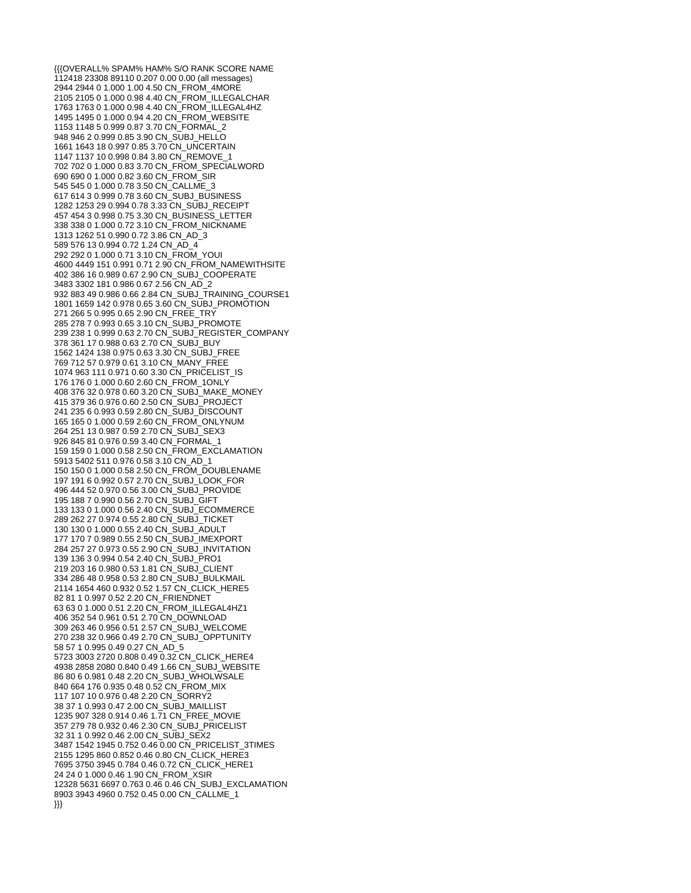```
{{{OVERALL% SPAM% HAM% S/O RANK SCORE NAME
112418 23308 89110 0.207 0.00 0.00 (all messages)
2944 2944 0 1.000 1.00 4.50 CN_FROM_4MORE
2105 2105 0 1.000 0.98 4.40 CN_FROM_ILLEGALCHAR
1763 1763 0 1.000 0.98 4.40 CN_FROM_ILLEGAL4HZ
1495 1495 0 1.000 0.94 4.20 CN_FROM_WEBSITE
1153 1148 5 0.999 0.87 3.70 CN_FORMAL_2
948 946 2 0.999 0.85 3.90 CN_SUBJ_HELLO
1661 1643 18 0.997 0.85 3.70 CN_UNCERTAIN
1147 1137 10 0.998 0.84 3.80 CN_REMOVE_1
702 702 0 1.000 0.83 3.70 CN_FROM_SPECIALWORD
690 690 0 1.000 0.82 3.60 CN_FROM_SIR
545 545 0 1.000 0.78 3.50 CN_CALLME_3
617 614 3 0.999 0.78 3.60 CN_SUBJ_BUSINESS
1282 1253 29 0.994 0.78 3.33 CN_SUBJ_RECEIPT
457 454 3 0.998 0.75 3.30 CN_BUSINESS_LETTER
338 338 0 1.000 0.72 3.10 CN_FROM_NICKNAME
1313 1262 51 0.990 0.72 3.86 CN_AD_3
589 576 13 0.994 0.72 1.24 CN_AD_4
292 292 0 1.000 0.71 3.10 CN_FROM_YOUI
4600 4449 151 0.991 0.71 2.90 CN_FROM_NAMEWITHSITE
402 386 16 0.989 0.67 2.90 CN_SUBJ_COOPERATE
3483 3302 181 0.986 0.67 2.56 CN_AD_2
932 883 49 0.986 0.66 2.84 CN_SUBJ_TRAINING_COURSE1
1801 1659 142 0.978 0.65 3.60 CN_SUBJ_PROMOTION
271 266 5 0.995 0.65 2.90 CN_FREE_TRY
285 278 7 0.993 0.65 3.10 CN_SUBJ_PROMOTE
239 238 1 0.999 0.63 2.70 CN_SUBJ_REGISTER_COMPANY
378 361 17 0.988 0.63 2.70 CN_SUBJ_BUY
1562 1424 138 0.975 0.63 3.30 CN_SUBJ_FREE
769 712 57 0.979 0.61 3.10 CN_MANY_FREE
1074 963 111 0.971 0.60 3.30 CN_PRICELIST_IS
176 176 0 1.000 0.60 2.60 CN_FROM_1ONLY
408 376 32 0.978 0.60 3.20 CN_SUBJ_MAKE_MONEY
415 379 36 0.976 0.60 2.50 CN_SUBJ_PROJECT
241 235 6 0.993 0.59 2.80 CN_SUBJ_DISCOUNT
165 165 0 1.000 0.59 2.60 CN_FROM_ONLYNUM
264 251 13 0.987 0.59 2.70 CN_SUBJ_SEX3
926 845 81 0.976 0.59 3.40 CN_FORMAL_1
159 159 0 1.000 0.58 2.50 CN_FROM_EXCLAMATION
5913 5402 511 0.976 0.58 3.10 CN_AD_1
150 150 0 1.000 0.58 2.50 CN_FROM_DOUBLENAME
197 191 6 0.992 0.57 2.70 CN_SUBJ_LOOK_FOR
496 444 52 0.970 0.56 3.00 CN_SUBJ_PROVIDE
195 188 7 0.990 0.56 2.70 CN_SUBJ_GIFT
133 133 0 1.000 0.56 2.40 CN_SUBJ_ECOMMERCE
289 262 27 0.974 0.55 2.80 CN_SUBJ_TICKET
130 130 0 1.000 0.55 2.40 CN_SUBJ_ADULT
177 170 7 0.989 0.55 2.50 CN_SUBJ_IMEXPORT
284 257 27 0.973 0.55 2.90 CN_SUBJ_INVITATION
139 136 3 0.994 0.54 2.40 CN_SUBJ_PRO1
219 203 16 0.980 0.53 1.81 CN_SUBJ_CLIENT
334 286 48 0.958 0.53 2.80 CN_SUBJ_BULKMAIL
2114 1654 460 0.932 0.52 1.57 CN_CLICK_HERE5
82 81 1 0.997 0.52 2.20 CN_FRIENDNET
63 63 0 1.000 0.51 2.20 CN_FROM_ILLEGAL4HZ1
406 352 54 0.961 0.51 2.70 CN_DOWNLOAD
309 263 46 0.956 0.51 2.57 CN_SUBJ_WELCOME
270 238 32 0.966 0.49 2.70 CN_SUBJ_OPPTUNITY
58 57 1 0.995 0.49 0.27 CN_AD_5
5723 3003 2720 0.808 0.49 0.32 CN_CLICK_HERE4
4938 2858 2080 0.840 0.49 1.66 CN_SUBJ_WEBSITE
86 80 6 0.981 0.48 2.20 CN_SUBJ_WHOLWSALE
840 664 176 0.935 0.48 0.52 CN_FROM_MIX
117 107 10 0.976 0.48 2.20 CN_SORRY2
38 37 1 0.993 0.47 2.00 CN_SUBJ_MAILLIST
1235 907 328 0.914 0.46 1.71 CN_FREE_MOVIE
357 279 78 0.932 0.46 2.30 CN_SUBJ_PRICELIST
32 31 1 0.992 0.46 2.00 CN_SUBJ_SEX2
3487 1542 1945 0.752 0.46 0.00 CN_PRICELIST_3TIMES
2155 1295 860 0.852 0.46 0.80 CN_CLICK_HERE3
7695 3750 3945 0.784 0.46 0.72 CN_CLICK_HERE1
24 24 0 1.000 0.46 1.90 CN_FROM_XSIR
12328 5631 6697 0.763 0.46 0.46 CN_SUBJ_EXCLAMATION
8903 3943 4960 0.752 0.45 0.00 CN_CALLME_1
}}}
```